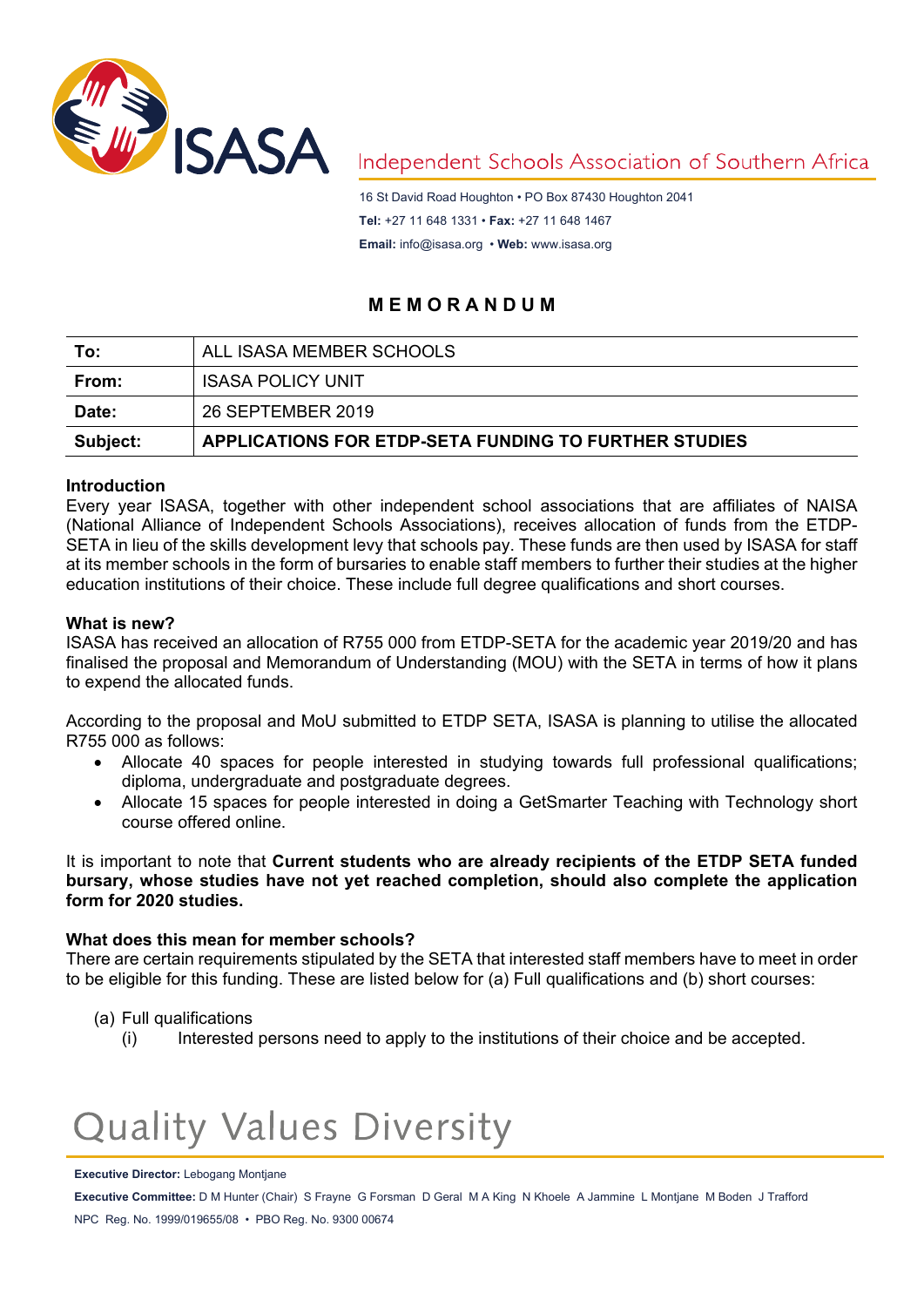ISASA

Independent Schools Association of Southern Africa

16 St David Road Houghton • PO Box 87430 Houghton 2041
**Tel:** +27 11 648 1331 • **Fax:** +27 11 648 1467
**Email:** info@isasa.org • **Web:** www.isasa.org

## MEMORANDUM

| | |
|---|---|
| **To:** | ALL ISASA MEMBER SCHOOLS |
| **From:** | ISASA POLICY UNIT |
| **Date:** | 26 SEPTEMBER 2019 |
| **Subject:** | **APPLICATIONS FOR ETDP-SETA FUNDING TO FURTHER STUDIES** |

**Introduction**

Every year ISASA, together with other independent school associations that are affiliates of NAISA (National Alliance of Independent Schools Associations), receives allocation of funds from the ETDP-SETA in lieu of the skills development levy that schools pay. These funds are then used by ISASA for staff at its member schools in the form of bursaries to enable staff members to further their studies at the higher education institutions of their choice. These include full degree qualifications and short courses.

**What is new?**

ISASA has received an allocation of R755 000 from ETDP-SETA for the academic year 2019/20 and has finalised the proposal and Memorandum of Understanding (MOU) with the SETA in terms of how it plans to expend the allocated funds.

According to the proposal and MoU submitted to ETDP SETA, ISASA is planning to utilise the allocated R755 000 as follows:

- Allocate 40 spaces for people interested in studying towards full professional qualifications; diploma, undergraduate and postgraduate degrees.
- Allocate 15 spaces for people interested in doing a GetSmarter Teaching with Technology short course offered online.

It is important to note that **Current students who are already recipients of the ETDP SETA funded bursary, whose studies have not yet reached completion, should also complete the application form for 2020 studies.**

**What does this mean for member schools?**

There are certain requirements stipulated by the SETA that interested staff members have to meet in order to be eligible for this funding. These are listed below for (a) Full qualifications and (b) short courses:

(a) Full qualifications

  (i) Interested persons need to apply to the institutions of their choice and be accepted.

Quality Values Diversity

**Executive Director:** Lebogang Montjane

**Executive Committee:** D M Hunter (Chair) S Frayne G Forsman D Geral M A King N Khoele A Jammine L Montjane M Boden J Trafford

NPC Reg. No. 1999/019655/08 • PBO Reg. No. 9300 00674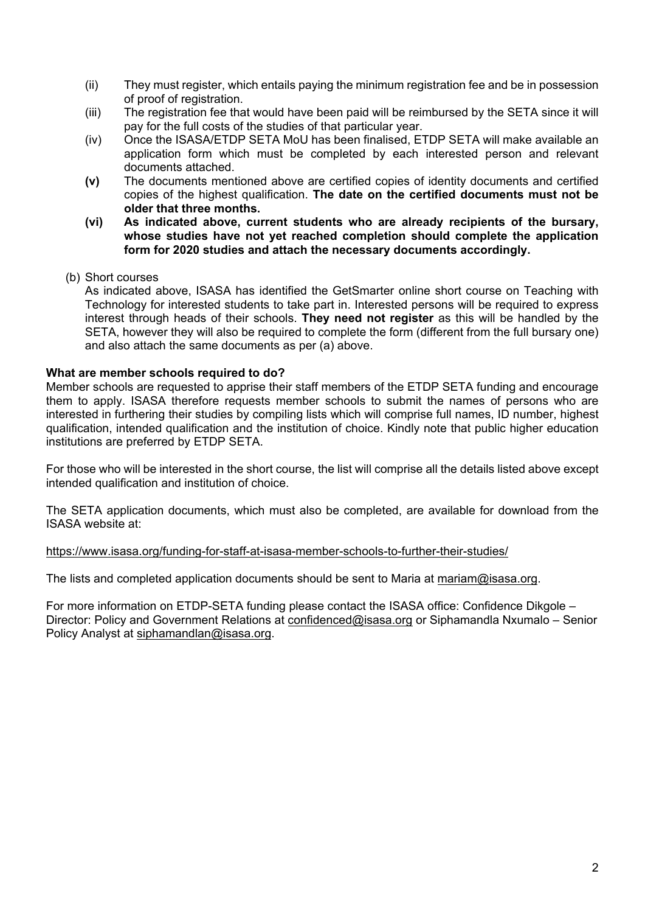(ii) They must register, which entails paying the minimum registration fee and be in possession of proof of registration.

(iii) The registration fee that would have been paid will be reimbursed by the SETA since it will pay for the full costs of the studies of that particular year.

(iv) Once the ISASA/ETDP SETA MoU has been finalised, ETDP SETA will make available an application form which must be completed by each interested person and relevant documents attached.

**(v)** The documents mentioned above are certified copies of identity documents and certified copies of the highest qualification. **The date on the certified documents must not be older that three months.**

**(vi) As indicated above, current students who are already recipients of the bursary, whose studies have not yet reached completion should complete the application form for 2020 studies and attach the necessary documents accordingly.**

(b) Short courses

As indicated above, ISASA has identified the GetSmarter online short course on Teaching with Technology for interested students to take part in. Interested persons will be required to express interest through heads of their schools. **They need not register** as this will be handled by the SETA, however they will also be required to complete the form (different from the full bursary one) and also attach the same documents as per (a) above.

**What are member schools required to do?**

Member schools are requested to apprise their staff members of the ETDP SETA funding and encourage them to apply. ISASA therefore requests member schools to submit the names of persons who are interested in furthering their studies by compiling lists which will comprise full names, ID number, highest qualification, intended qualification and the institution of choice. Kindly note that public higher education institutions are preferred by ETDP SETA.

For those who will be interested in the short course, the list will comprise all the details listed above except intended qualification and institution of choice.

The SETA application documents, which must also be completed, are available for download from the ISASA website at:

https://www.isasa.org/funding-for-staff-at-isasa-member-schools-to-further-their-studies/

The lists and completed application documents should be sent to Maria at mariam@isasa.org.

For more information on ETDP-SETA funding please contact the ISASA office: Confidence Dikgole – Director: Policy and Government Relations at confidenced@isasa.org or Siphamandla Nxumalo – Senior Policy Analyst at siphamandlan@isasa.org.